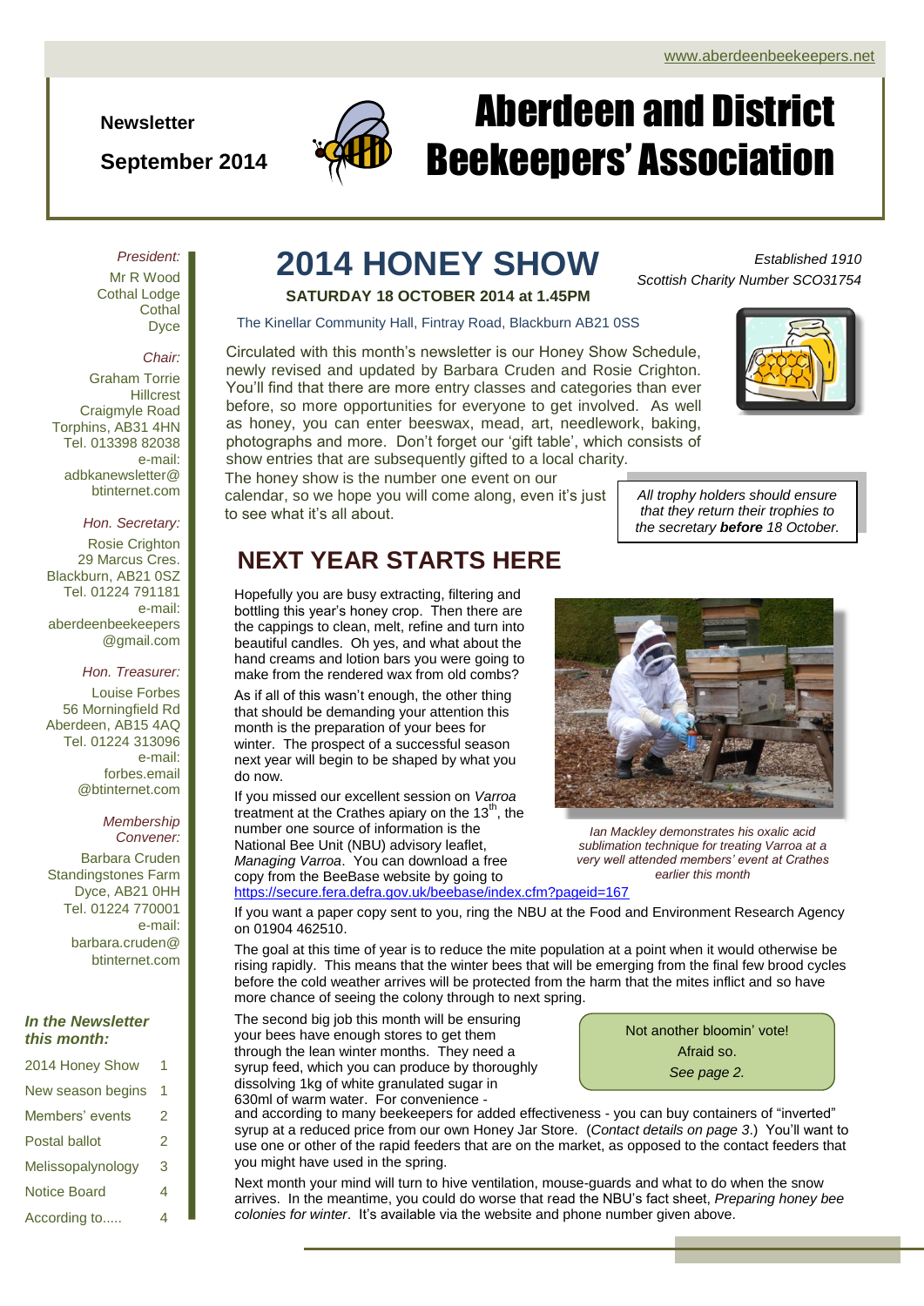www.aberdeenbeekeepers.net

**Newsletter**

**September 2014**

# Aberdeen and District Beekeepers' Association

*Established 1910*
*Scottish Charity Number SCO31754*

*President:*
Mr R Wood
Cothal Lodge
Cothal
Dyce

*Chair:*
Graham Torrie
Hillcrest
Craigmyle Road
Torphins, AB31 4HN
Tel. 013398 82038
e-mail:
adbkanewsletter@btinternet.com

*Hon. Secretary:*
Rosie Crighton
29 Marcus Cres.
Blackburn, AB21 0SZ
Tel. 01224 791181
e-mail:
aberdeenbeekeepers@gmail.com

*Hon. Treasurer:*
Louise Forbes
56 Morningfield Rd
Aberdeen, AB15 4AQ
Tel. 01224 313096
e-mail:
forbes.email@btinternet.com

*Membership Convener:*
Barbara Cruden
Standingstones Farm
Dyce, AB21 0HH
Tel. 01224 770001
e-mail:
barbara.cruden@btinternet.com

***In the Newsletter this month:***

| | |
|---|---|
| 2014 Honey Show | 1 |
| New season begins | 1 |
| Members' events | 2 |
| Postal ballot | 2 |
| Melissopalynology | 3 |
| Notice Board | 4 |
| According to..... | 4 |

## 2014 HONEY SHOW

**SATURDAY 18 OCTOBER 2014 at 1.45PM**

The Kinellar Community Hall, Fintray Road, Blackburn AB21 0SS

Circulated with this month's newsletter is our Honey Show Schedule, newly revised and updated by Barbara Cruden and Rosie Crighton. You'll find that there are more entry classes and categories than ever before, so more opportunities for everyone to get involved. As well as honey, you can enter beeswax, mead, art, needlework, baking, photographs and more. Don't forget our 'gift table', which consists of show entries that are subsequently gifted to a local charity.

The honey show is the number one event on our calendar, so we hope you will come along, even it's just to see what it's all about.

*All trophy holders should ensure that they return their trophies to the secretary **before** 18 October.*

## NEXT YEAR STARTS HERE

Hopefully you are busy extracting, filtering and bottling this year's honey crop. Then there are the cappings to clean, melt, refine and turn into beautiful candles. Oh yes, and what about the hand creams and lotion bars you were going to make from the rendered wax from old combs?

As if all of this wasn't enough, the other thing that should be demanding your attention this month is the preparation of your bees for winter. The prospect of a successful season next year will begin to be shaped by what you do now.

If you missed our excellent session on *Varroa* treatment at the Crathes apiary on the 13th, the number one source of information is the National Bee Unit (NBU) advisory leaflet, *Managing Varroa*. You can download a free copy from the BeeBase website by going to https://secure.fera.defra.gov.uk/beebase/index.cfm?pageid=167

*Ian Mackley demonstrates his oxalic acid sublimation technique for treating Varroa at a very well attended members' event at Crathes earlier this month*

If you want a paper copy sent to you, ring the NBU at the Food and Environment Research Agency on 01904 462510.

The goal at this time of year is to reduce the mite population at a point when it would otherwise be rising rapidly. This means that the winter bees that will be emerging from the final few brood cycles before the cold weather arrives will be protected from the harm that the mites inflict and so have more chance of seeing the colony through to next spring.

Not another bloomin' vote!
Afraid so.
*See page 2.*

The second big job this month will be ensuring your bees have enough stores to get them through the lean winter months. They need a syrup feed, which you can produce by thoroughly dissolving 1kg of white granulated sugar in 630ml of warm water. For convenience - and according to many beekeepers for added effectiveness - you can buy containers of "inverted" syrup at a reduced price from our own Honey Jar Store. (*Contact details on page 3*.) You'll want to use one or other of the rapid feeders that are on the market, as opposed to the contact feeders that you might have used in the spring.

Next month your mind will turn to hive ventilation, mouse-guards and what to do when the snow arrives. In the meantime, you could do worse that read the NBU's fact sheet, *Preparing honey bee colonies for winter*. It's available via the website and phone number given above.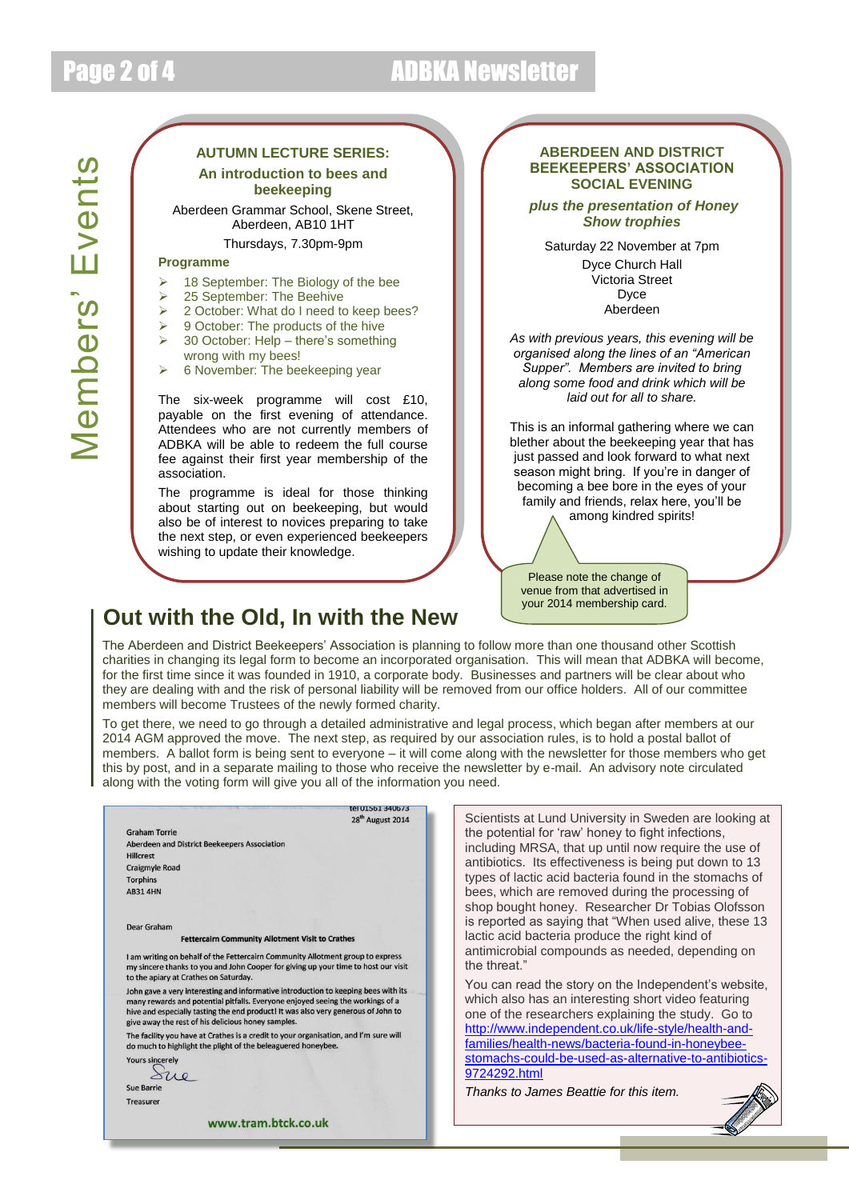# Members' Events

## AUTUMN LECTURE SERIES:

### An introduction to bees and beekeeping

Aberdeen Grammar School, Skene Street, Aberdeen, AB10 1HT

Thursdays, 7.30pm-9pm

**Programme**

- 18 September: The Biology of the bee
- 25 September: The Beehive
- 2 October: What do I need to keep bees?
- 9 October: The products of the hive
- 30 October: Help – there's something wrong with my bees!
- 6 November: The beekeeping year

The six-week programme will cost £10, payable on the first evening of attendance. Attendees who are not currently members of ADBKA will be able to redeem the full course fee against their first year membership of the association.

The programme is ideal for those thinking about starting out on beekeeping, but would also be of interest to novices preparing to take the next step, or even experienced beekeepers wishing to update their knowledge.

## ABERDEEN AND DISTRICT BEEKEEPERS' ASSOCIATION SOCIAL EVENING

### *plus the presentation of Honey Show trophies*

Saturday 22 November at 7pm

Dyce Church Hall
Victoria Street
Dyce
Aberdeen

*As with previous years, this evening will be organised along the lines of an "American Supper". Members are invited to bring along some food and drink which will be laid out for all to share.*

This is an informal gathering where we can blether about the beekeeping year that has just passed and look forward to what next season might bring. If you're in danger of becoming a bee bore in the eyes of your family and friends, relax here, you'll be among kindred spirits!

Please note the change of venue from that advertised in your 2014 membership card.

## Out with the Old, In with the New

The Aberdeen and District Beekeepers' Association is planning to follow more than one thousand other Scottish charities in changing its legal form to become an incorporated organisation. This will mean that ADBKA will become, for the first time since it was founded in 1910, a corporate body. Businesses and partners will be clear about who they are dealing with and the risk of personal liability will be removed from our office holders. All of our committee members will become Trustees of the newly formed charity.

To get there, we need to go through a detailed administrative and legal process, which began after members at our 2014 AGM approved the move. The next step, as required by our association rules, is to hold a postal ballot of members. A ballot form is being sent to everyone – it will come along with the newsletter for those members who get this by post, and in a separate mailing to those who receive the newsletter by e-mail. An advisory note circulated along with the voting form will give you all of the information you need.

tel 01561 340673
28th August 2014

Graham Torrie
Aberdeen and District Beekeepers Association
Hillcrest
Craigmyle Road
Torphins
AB31 4HN

Dear Graham

**Fettercairn Community Allotment Visit to Crathes**

I am writing on behalf of the Fettercairn Community Allotment group to express my sincere thanks to you and John Cooper for giving up your time to host our visit to the apiary at Crathes on Saturday.

John gave a very interesting and informative introduction to keeping bees with its many rewards and potential pitfalls. Everyone enjoyed seeing the workings of a hive and especially tasting the end product! It was also very generous of John to give away the rest of his delicious honey samples.

The facility you have at Crathes is a credit to your organisation, and I'm sure will do much to highlight the plight of the beleaguered honeybee.

Yours sincerely

Sue

Sue Barrie
Treasurer

www.tram.btck.co.uk

Scientists at Lund University in Sweden are looking at the potential for 'raw' honey to fight infections, including MRSA, that up until now require the use of antibiotics. Its effectiveness is being put down to 13 types of lactic acid bacteria found in the stomachs of bees, which are removed during the processing of shop bought honey. Researcher Dr Tobias Olofsson is reported as saying that "When used alive, these 13 lactic acid bacteria produce the right kind of antimicrobial compounds as needed, depending on the threat."

You can read the story on the Independent's website, which also has an interesting short video featuring one of the researchers explaining the study. Go to http://www.independent.co.uk/life-style/health-and-families/health-news/bacteria-found-in-honeybee-stomachs-could-be-used-as-alternative-to-antibiotics-9724292.html

*Thanks to James Beattie for this item.*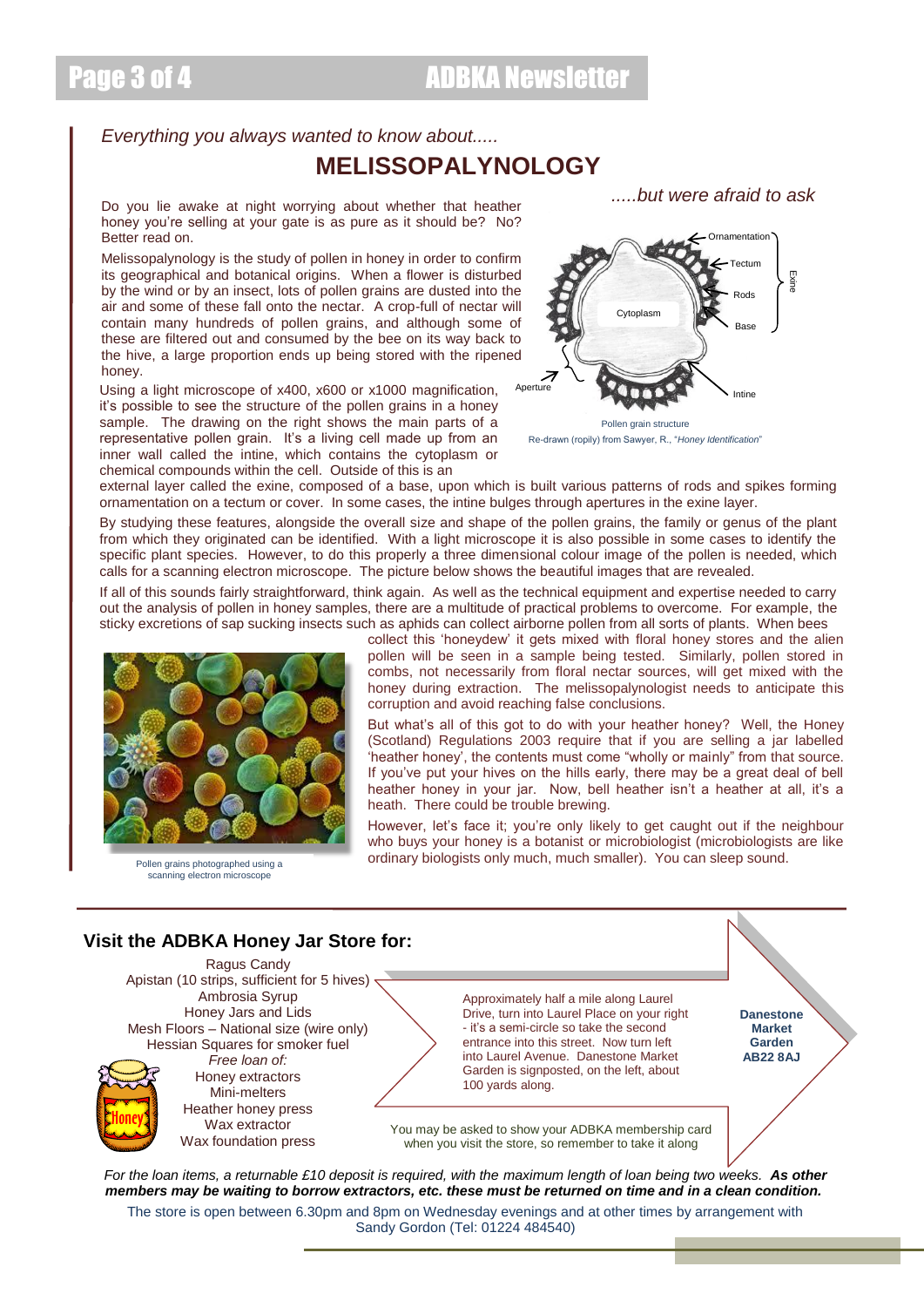*Everything you always wanted to know about.....*

# MELISSOPALYNOLOGY

*.....but were afraid to ask*

Do you lie awake at night worrying about whether that heather honey you're selling at your gate is as pure as it should be? No? Better read on.

Melissopalynology is the study of pollen in honey in order to confirm its geographical and botanical origins. When a flower is disturbed by the wind or by an insect, lots of pollen grains are dusted into the air and some of these fall onto the nectar. A crop-full of nectar will contain many hundreds of pollen grains, and although some of these are filtered out and consumed by the bee on its way back to the hive, a large proportion ends up being stored with the ripened honey.

Ornamentation
Tectum
Rods
Base
Exine
Cytoplasm
Aperture
Intine

Pollen grain structure
Re-drawn (ropily) from Sawyer, R., "*Honey Identification*"

Using a light microscope of x400, x600 or x1000 magnification, it's possible to see the structure of the pollen grains in a honey sample. The drawing on the right shows the main parts of a representative pollen grain. It's a living cell made up from an inner wall called the intine, which contains the cytoplasm or chemical compounds within the cell. Outside of this is an external layer called the exine, composed of a base, upon which is built various patterns of rods and spikes forming ornamentation on a tectum or cover. In some cases, the intine bulges through apertures in the exine layer.

By studying these features, alongside the overall size and shape of the pollen grains, the family or genus of the plant from which they originated can be identified. With a light microscope it is also possible in some cases to identify the specific plant species. However, to do this properly a three dimensional colour image of the pollen is needed, which calls for a scanning electron microscope. The picture below shows the beautiful images that are revealed.

If all of this sounds fairly straightforward, think again. As well as the technical equipment and expertise needed to carry out the analysis of pollen in honey samples, there are a multitude of practical problems to overcome. For example, the sticky excretions of sap sucking insects such as aphids can collect airborne pollen from all sorts of plants. When bees collect this 'honeydew' it gets mixed with floral honey stores and the alien pollen will be seen in a sample being tested. Similarly, pollen stored in combs, not necessarily from floral nectar sources, will get mixed with the honey during extraction. The melissopalynologist needs to anticipate this corruption and avoid reaching false conclusions.

Pollen grains photographed using a scanning electron microscope

But what's all of this got to do with your heather honey? Well, the Honey (Scotland) Regulations 2003 require that if you are selling a jar labelled 'heather honey', the contents must come "wholly or mainly" from that source. If you've put your hives on the hills early, there may be a great deal of bell heather honey in your jar. Now, bell heather isn't a heather at all, it's a heath. There could be trouble brewing.

However, let's face it; you're only likely to get caught out if the neighbour who buys your honey is a botanist or microbiologist (microbiologists are like ordinary biologists only much, much smaller). You can sleep sound.

## Visit the ADBKA Honey Jar Store for:

Ragus Candy
Apistan (10 strips, sufficient for 5 hives)
Ambrosia Syrup
Honey Jars and Lids
Mesh Floors – National size (wire only)
Hessian Squares for smoker fuel
*Free loan of:*
Honey extractors
Mini-melters
Heather honey press
Wax extractor
Wax foundation press

Approximately half a mile along Laurel Drive, turn into Laurel Place on your right - it's a semi-circle so take the second entrance into this street. Now turn left into Laurel Avenue. Danestone Market Garden is signposted, on the left, about 100 yards along.

**Danestone Market Garden AB22 8AJ**

You may be asked to show your ADBKA membership card when you visit the store, so remember to take it along

*For the loan items, a returnable £10 deposit is required, with the maximum length of loan being two weeks.* ***As other members may be waiting to borrow extractors, etc. these must be returned on time and in a clean condition.***

The store is open between 6.30pm and 8pm on Wednesday evenings and at other times by arrangement with Sandy Gordon (Tel: 01224 484540)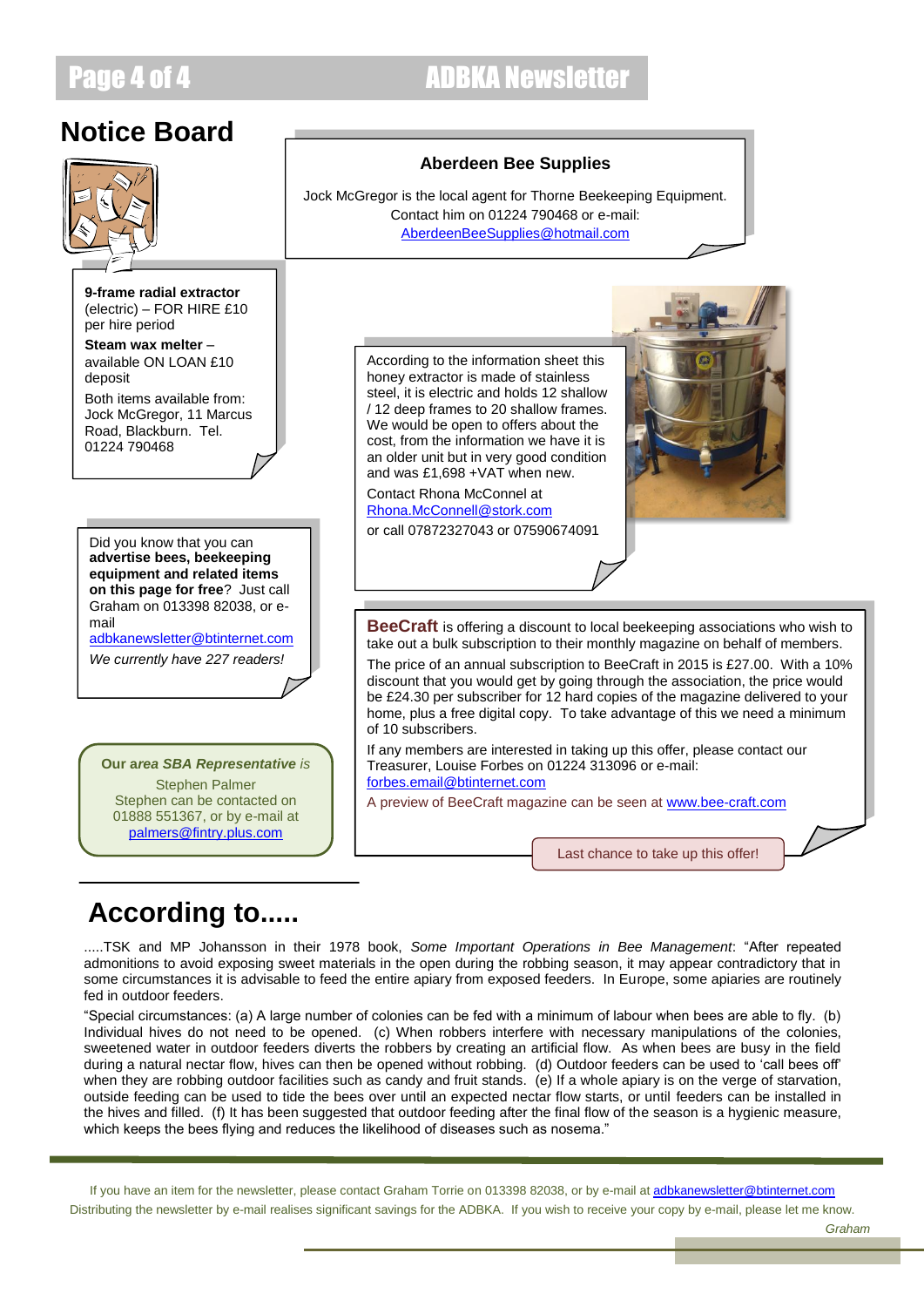# Notice Board

## Aberdeen Bee Supplies

Jock McGregor is the local agent for Thorne Beekeeping Equipment. Contact him on 01224 790468 or e-mail: AberdeenBeeSupplies@hotmail.com

**9-frame radial extractor** (electric) – FOR HIRE £10 per hire period

**Steam wax melter** – available ON LOAN £10 deposit

Both items available from: Jock McGregor, 11 Marcus Road, Blackburn. Tel. 01224 790468

According to the information sheet this honey extractor is made of stainless steel, it is electric and holds 12 shallow / 12 deep frames to 20 shallow frames. We would be open to offers about the cost, from the information we have it is an older unit but in very good condition and was £1,698 +VAT when new.

Contact Rhona McConnel at Rhona.McConnell@stork.com

or call 07872327043 or 07590674091

Did you know that you can **advertise bees, beekeeping equipment and related items on this page for free**? Just call Graham on 013398 82038, or e-mail adbkanewsletter@btinternet.com

*We currently have 227 readers!*

**BeeCraft** is offering a discount to local beekeeping associations who wish to take out a bulk subscription to their monthly magazine on behalf of members.

The price of an annual subscription to BeeCraft in 2015 is £27.00. With a 10% discount that you would get by going through the association, the price would be £24.30 per subscriber for 12 hard copies of the magazine delivered to your home, plus a free digital copy. To take advantage of this we need a minimum of 10 subscribers.

If any members are interested in taking up this offer, please contact our Treasurer, Louise Forbes on 01224 313096 or e-mail: forbes.email@btinternet.com

A preview of BeeCraft magazine can be seen at www.bee-craft.com

Last chance to take up this offer!

***Our area SBA Representative is***

Stephen Palmer

Stephen can be contacted on 01888 551367, or by e-mail at palmers@fintry.plus.com

# According to.....

.....TSK and MP Johansson in their 1978 book, *Some Important Operations in Bee Management*: "After repeated admonitions to avoid exposing sweet materials in the open during the robbing season, it may appear contradictory that in some circumstances it is advisable to feed the entire apiary from exposed feeders. In Europe, some apiaries are routinely fed in outdoor feeders.

"Special circumstances: (a) A large number of colonies can be fed with a minimum of labour when bees are able to fly. (b) Individual hives do not need to be opened. (c) When robbers interfere with necessary manipulations of the colonies, sweetened water in outdoor feeders diverts the robbers by creating an artificial flow. As when bees are busy in the field during a natural nectar flow, hives can then be opened without robbing. (d) Outdoor feeders can be used to 'call bees off' when they are robbing outdoor facilities such as candy and fruit stands. (e) If a whole apiary is on the verge of starvation, outside feeding can be used to tide the bees over until an expected nectar flow starts, or until feeders can be installed in the hives and filled. (f) It has been suggested that outdoor feeding after the final flow of the season is a hygienic measure, which keeps the bees flying and reduces the likelihood of diseases such as nosema."

If you have an item for the newsletter, please contact Graham Torrie on 013398 82038, or by e-mail at adbkanewsletter@btinternet.com

Distributing the newsletter by e-mail realises significant savings for the ADBKA. If you wish to receive your copy by e-mail, please let me know.

*Graham*